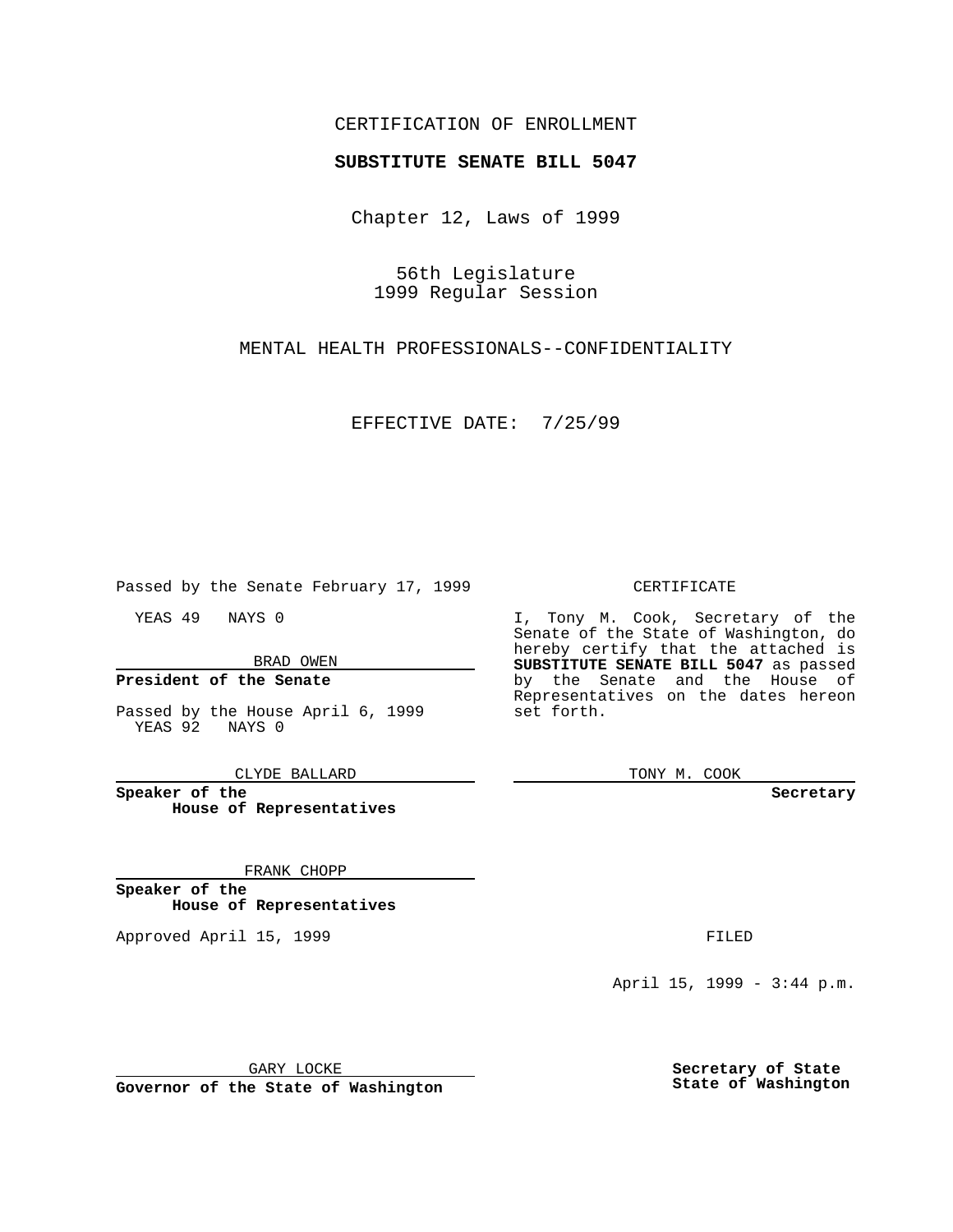CERTIFICATION OF ENROLLMENT

**SUBSTITUTE SENATE BILL 5047**

Chapter 12, Laws of 1999

56th Legislature
1999 Regular Session

MENTAL HEALTH PROFESSIONALS--CONFIDENTIALITY

EFFECTIVE DATE: 7/25/99

Passed by the Senate February 17, 1999

YEAS 49 NAYS 0

BRAD OWEN

**President of the Senate**

Passed by the House April 6, 1999
YEAS 92 NAYS 0

CLYDE BALLARD

**Speaker of the House of Representatives**

FRANK CHOPP

**Speaker of the House of Representatives**

Approved April 15, 1999

GARY LOCKE

**Governor of the State of Washington**

CERTIFICATE

I, Tony M. Cook, Secretary of the Senate of the State of Washington, do hereby certify that the attached is **SUBSTITUTE SENATE BILL 5047** as passed by the Senate and the House of Representatives on the dates hereon set forth.

TONY M. COOK

**Secretary**

FILED

April 15, 1999 - 3:44 p.m.

**Secretary of State
State of Washington**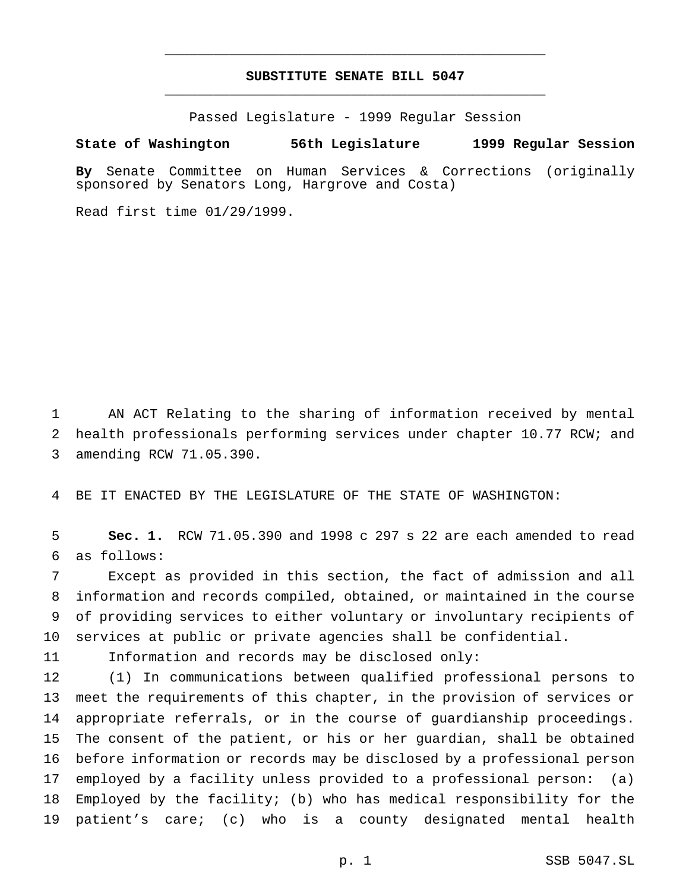# SUBSTITUTE SENATE BILL 5047

Passed Legislature - 1999 Regular Session

**State of Washington 56th Legislature 1999 Regular Session**

**By** Senate Committee on Human Services & Corrections (originally sponsored by Senators Long, Hargrove and Costa)

Read first time 01/29/1999.

AN ACT Relating to the sharing of information received by mental health professionals performing services under chapter 10.77 RCW; and amending RCW 71.05.390.

BE IT ENACTED BY THE LEGISLATURE OF THE STATE OF WASHINGTON:

**Sec. 1.** RCW 71.05.390 and 1998 c 297 s 22 are each amended to read as follows:

Except as provided in this section, the fact of admission and all information and records compiled, obtained, or maintained in the course of providing services to either voluntary or involuntary recipients of services at public or private agencies shall be confidential.

Information and records may be disclosed only:

(1) In communications between qualified professional persons to meet the requirements of this chapter, in the provision of services or appropriate referrals, or in the course of guardianship proceedings. The consent of the patient, or his or her guardian, shall be obtained before information or records may be disclosed by a professional person employed by a facility unless provided to a professional person: (a) Employed by the facility; (b) who has medical responsibility for the patient's care; (c) who is a county designated mental health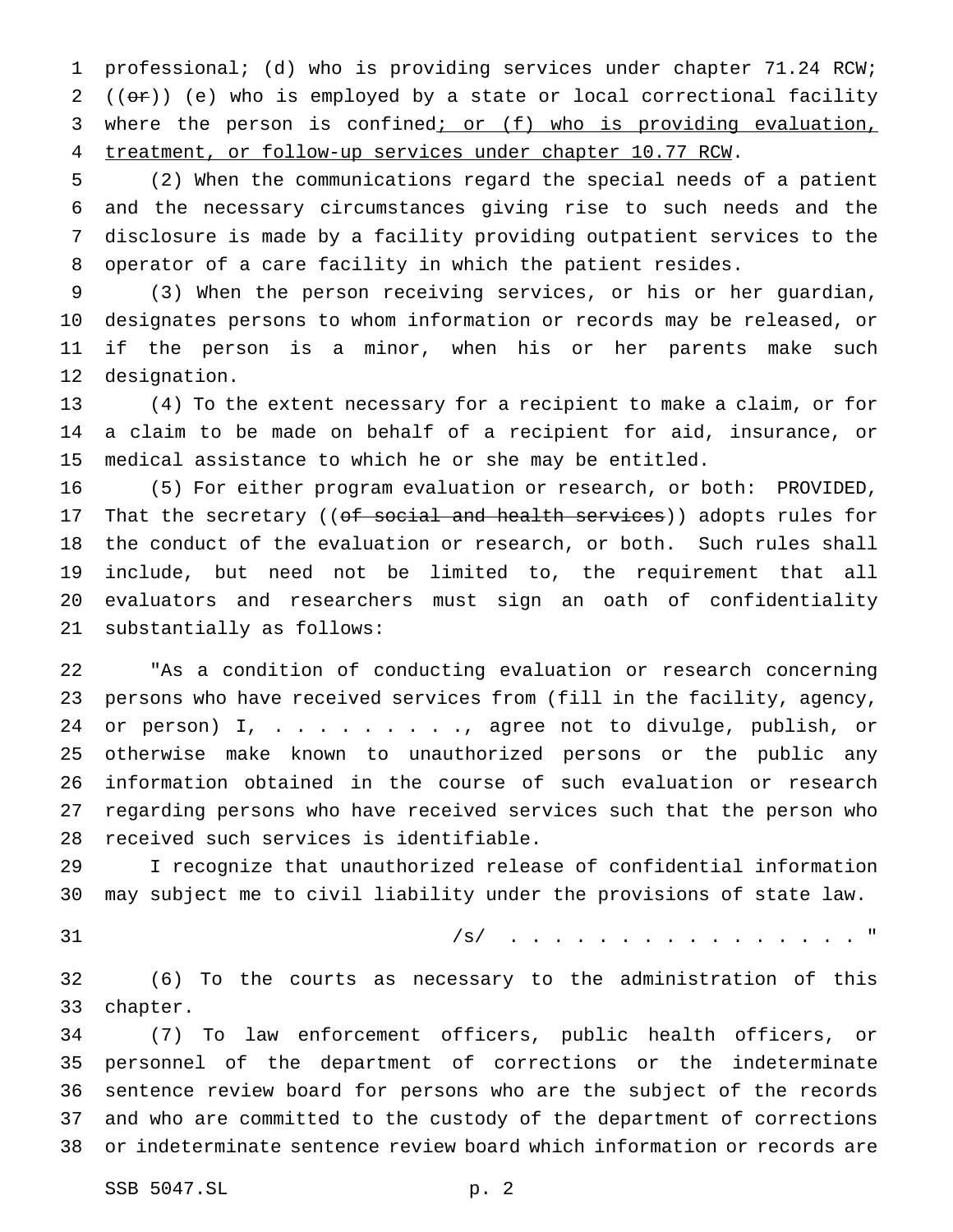professional; (d) who is providing services under chapter 71.24 RCW; ((~~or~~)) (e) who is employed by a state or local correctional facility where the person is confined; or (f) who is providing evaluation, treatment, or follow-up services under chapter 10.77 RCW.

(2) When the communications regard the special needs of a patient and the necessary circumstances giving rise to such needs and the disclosure is made by a facility providing outpatient services to the operator of a care facility in which the patient resides.

(3) When the person receiving services, or his or her guardian, designates persons to whom information or records may be released, or if the person is a minor, when his or her parents make such designation.

(4) To the extent necessary for a recipient to make a claim, or for a claim to be made on behalf of a recipient for aid, insurance, or medical assistance to which he or she may be entitled.

(5) For either program evaluation or research, or both: PROVIDED, That the secretary ((~~of social and health services~~)) adopts rules for the conduct of the evaluation or research, or both. Such rules shall include, but need not be limited to, the requirement that all evaluators and researchers must sign an oath of confidentiality substantially as follows:

"As a condition of conducting evaluation or research concerning persons who have received services from (fill in the facility, agency, or person) I, . . . . . . . . ., agree not to divulge, publish, or otherwise make known to unauthorized persons or the public any information obtained in the course of such evaluation or research regarding persons who have received services such that the person who received such services is identifiable.

I recognize that unauthorized release of confidential information may subject me to civil liability under the provisions of state law.

/s/ . . . . . . . . . . . . . . . . "

(6) To the courts as necessary to the administration of this chapter.

(7) To law enforcement officers, public health officers, or personnel of the department of corrections or the indeterminate sentence review board for persons who are the subject of the records and who are committed to the custody of the department of corrections or indeterminate sentence review board which information or records are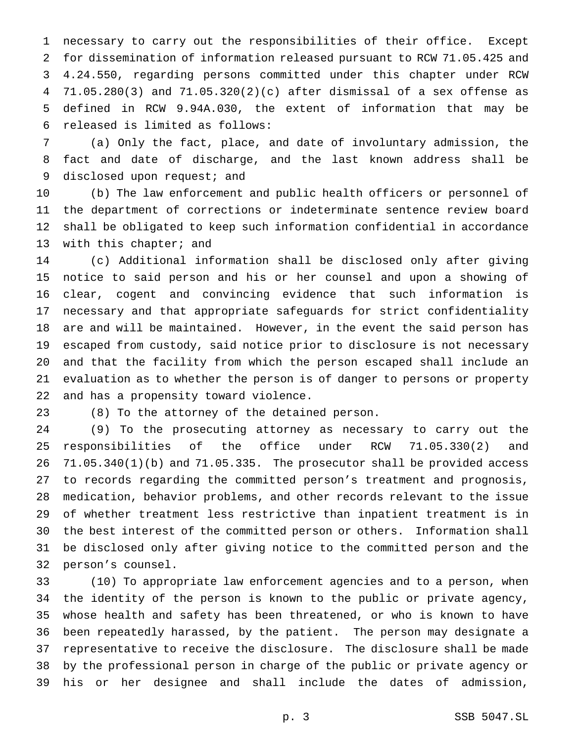necessary to carry out the responsibilities of their office. Except for dissemination of information released pursuant to RCW 71.05.425 and 4.24.550, regarding persons committed under this chapter under RCW 71.05.280(3) and 71.05.320(2)(c) after dismissal of a sex offense as defined in RCW 9.94A.030, the extent of information that may be released is limited as follows:

(a) Only the fact, place, and date of involuntary admission, the fact and date of discharge, and the last known address shall be disclosed upon request; and

(b) The law enforcement and public health officers or personnel of the department of corrections or indeterminate sentence review board shall be obligated to keep such information confidential in accordance with this chapter; and

(c) Additional information shall be disclosed only after giving notice to said person and his or her counsel and upon a showing of clear, cogent and convincing evidence that such information is necessary and that appropriate safeguards for strict confidentiality are and will be maintained. However, in the event the said person has escaped from custody, said notice prior to disclosure is not necessary and that the facility from which the person escaped shall include an evaluation as to whether the person is of danger to persons or property and has a propensity toward violence.

(8) To the attorney of the detained person.

(9) To the prosecuting attorney as necessary to carry out the responsibilities of the office under RCW 71.05.330(2) and 71.05.340(1)(b) and 71.05.335. The prosecutor shall be provided access to records regarding the committed person's treatment and prognosis, medication, behavior problems, and other records relevant to the issue of whether treatment less restrictive than inpatient treatment is in the best interest of the committed person or others. Information shall be disclosed only after giving notice to the committed person and the person's counsel.

(10) To appropriate law enforcement agencies and to a person, when the identity of the person is known to the public or private agency, whose health and safety has been threatened, or who is known to have been repeatedly harassed, by the patient. The person may designate a representative to receive the disclosure. The disclosure shall be made by the professional person in charge of the public or private agency or his or her designee and shall include the dates of admission,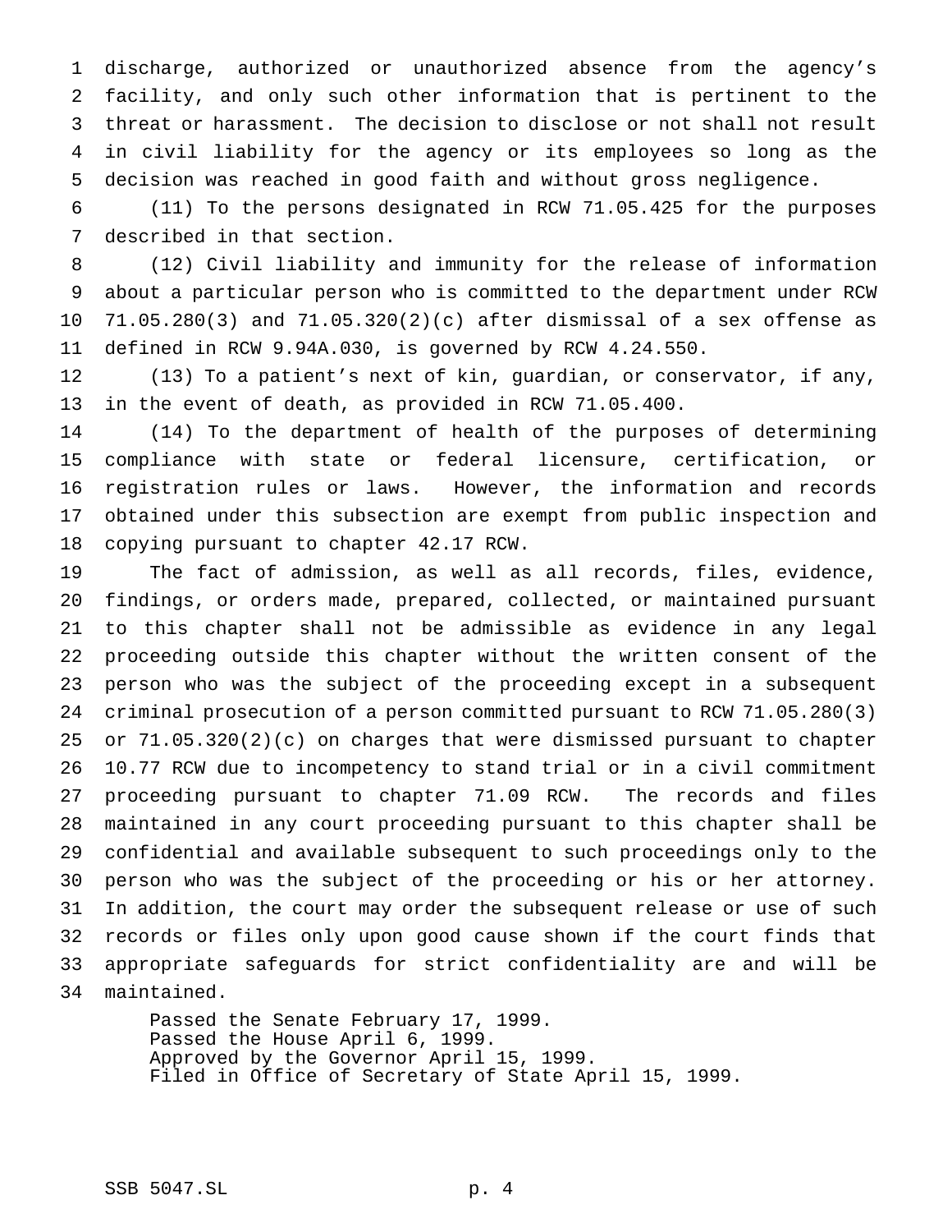discharge, authorized or unauthorized absence from the agency's facility, and only such other information that is pertinent to the threat or harassment. The decision to disclose or not shall not result in civil liability for the agency or its employees so long as the decision was reached in good faith and without gross negligence.

(11) To the persons designated in RCW 71.05.425 for the purposes described in that section.

(12) Civil liability and immunity for the release of information about a particular person who is committed to the department under RCW 71.05.280(3) and 71.05.320(2)(c) after dismissal of a sex offense as defined in RCW 9.94A.030, is governed by RCW 4.24.550.

(13) To a patient's next of kin, guardian, or conservator, if any, in the event of death, as provided in RCW 71.05.400.

(14) To the department of health of the purposes of determining compliance with state or federal licensure, certification, or registration rules or laws. However, the information and records obtained under this subsection are exempt from public inspection and copying pursuant to chapter 42.17 RCW.

The fact of admission, as well as all records, files, evidence, findings, or orders made, prepared, collected, or maintained pursuant to this chapter shall not be admissible as evidence in any legal proceeding outside this chapter without the written consent of the person who was the subject of the proceeding except in a subsequent criminal prosecution of a person committed pursuant to RCW 71.05.280(3) or 71.05.320(2)(c) on charges that were dismissed pursuant to chapter 10.77 RCW due to incompetency to stand trial or in a civil commitment proceeding pursuant to chapter 71.09 RCW. The records and files maintained in any court proceeding pursuant to this chapter shall be confidential and available subsequent to such proceedings only to the person who was the subject of the proceeding or his or her attorney. In addition, the court may order the subsequent release or use of such records or files only upon good cause shown if the court finds that appropriate safeguards for strict confidentiality are and will be maintained.

Passed the Senate February 17, 1999.
Passed the House April 6, 1999.
Approved by the Governor April 15, 1999.
Filed in Office of Secretary of State April 15, 1999.